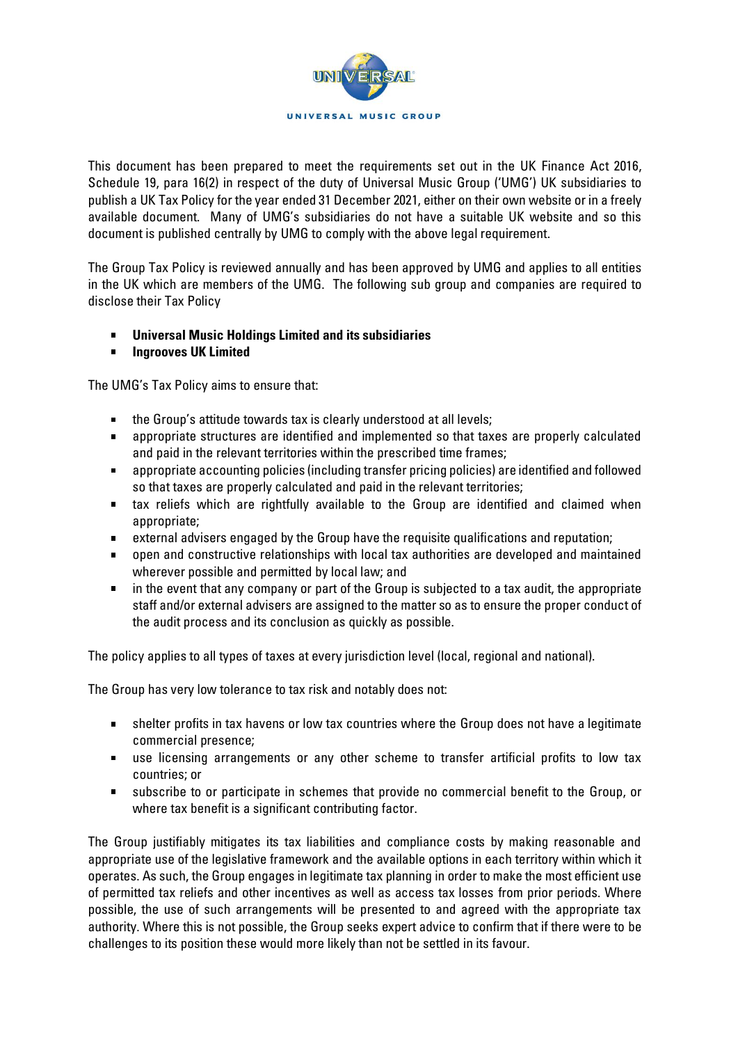This document has been prepared to meet the requirements set out in the UK Finance Act 2016, Schedule 19, para 16(2) in respect of the duty of Universal Music Group ('UMG') UK subsidiaries to publish a UK Tax Policy for the year ended 31 December 2021, either on their own website or in a freely available document. Many of UMG's subsidiaries do not have a suitable UK website and so this document is published centrally by UMG to comply with the above legal requirement.

The Group Tax Policy is reviewed annually and has been approved by UMG and applies to all entities in the UK which are members of the UMG. The following sub group and companies are required to disclose their Tax Policy

- **Universal Music Holdings Limited and its subsidiaries**
- **Ingrooves UK Limited**

The UMG's Tax Policy aims to ensure that:

- the Group's attitude towards tax is clearly understood at all levels;
- appropriate structures are identified and implemented so that taxes are properly calculated and paid in the relevant territories within the prescribed time frames;
- appropriate accounting policies (including transfer pricing policies) are identified and followed so that taxes are properly calculated and paid in the relevant territories;
- tax reliefs which are rightfully available to the Group are identified and claimed when appropriate;
- external advisers engaged by the Group have the requisite qualifications and reputation;
- open and constructive relationships with local tax authorities are developed and maintained wherever possible and permitted by local law; and
- in the event that any company or part of the Group is subjected to a tax audit, the appropriate staff and/or external advisers are assigned to the matter so as to ensure the proper conduct of the audit process and its conclusion as quickly as possible.

The policy applies to all types of taxes at every jurisdiction level (local, regional and national).

The Group has very low tolerance to tax risk and notably does not:

- shelter profits in tax havens or low tax countries where the Group does not have a legitimate commercial presence;
- use licensing arrangements or any other scheme to transfer artificial profits to low tax countries; or
- subscribe to or participate in schemes that provide no commercial benefit to the Group, or where tax benefit is a significant contributing factor.

The Group justifiably mitigates its tax liabilities and compliance costs by making reasonable and appropriate use of the legislative framework and the available options in each territory within which it operates. As such, the Group engages in legitimate tax planning in order to make the most efficient use of permitted tax reliefs and other incentives as well as access tax losses from prior periods. Where possible, the use of such arrangements will be presented to and agreed with the appropriate tax authority. Where this is not possible, the Group seeks expert advice to confirm that if there were to be challenges to its position these would more likely than not be settled in its favour.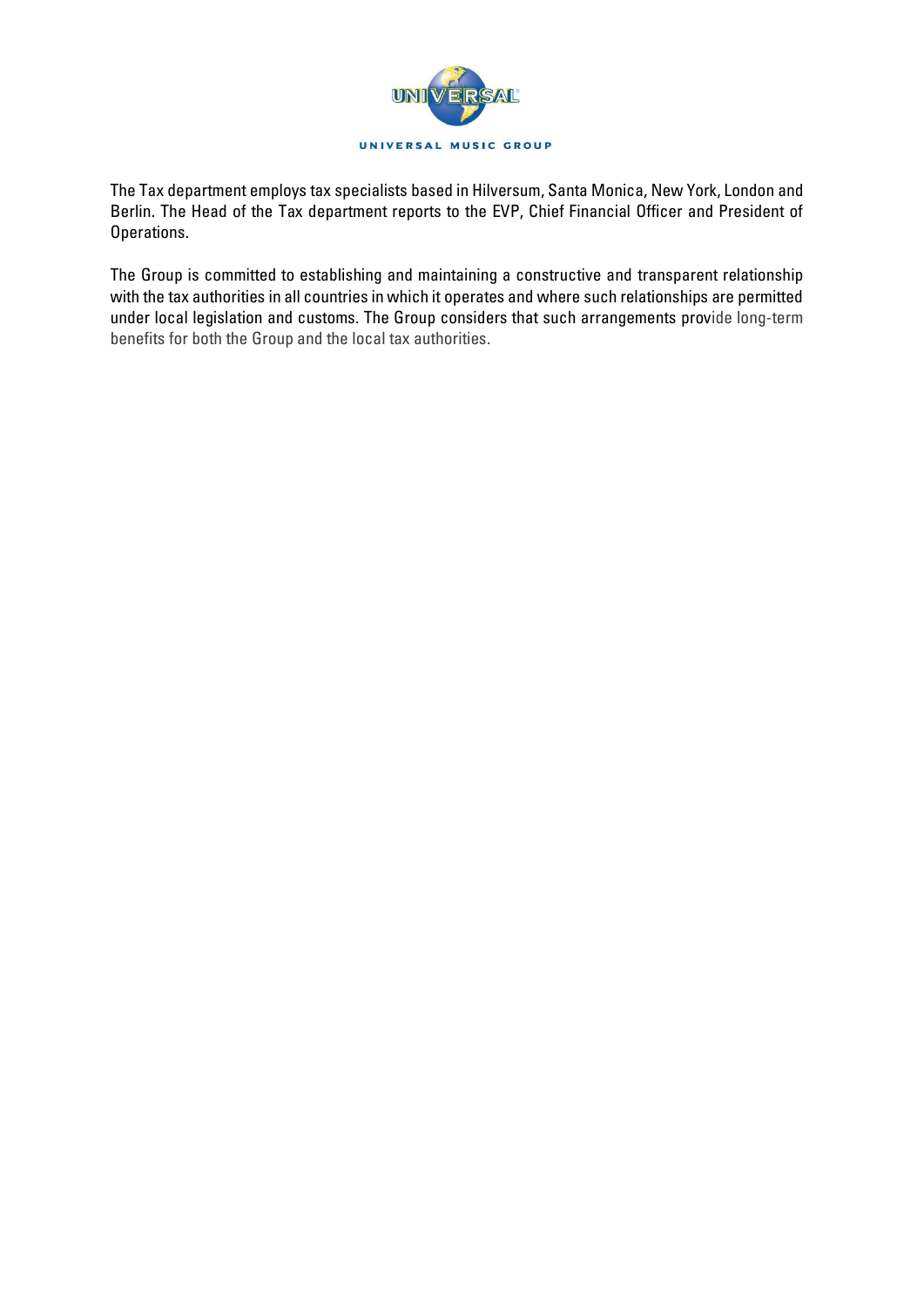The Tax department employs tax specialists based in Hilversum, Santa Monica, New York, London and Berlin. The Head of the Tax department reports to the EVP, Chief Financial Officer and President of Operations.

The Group is committed to establishing and maintaining a constructive and transparent relationship with the tax authorities in all countries in which it operates and where such relationships are permitted under local legislation and customs. The Group considers that such arrangements provide long-term benefits for both the Group and the local tax authorities.